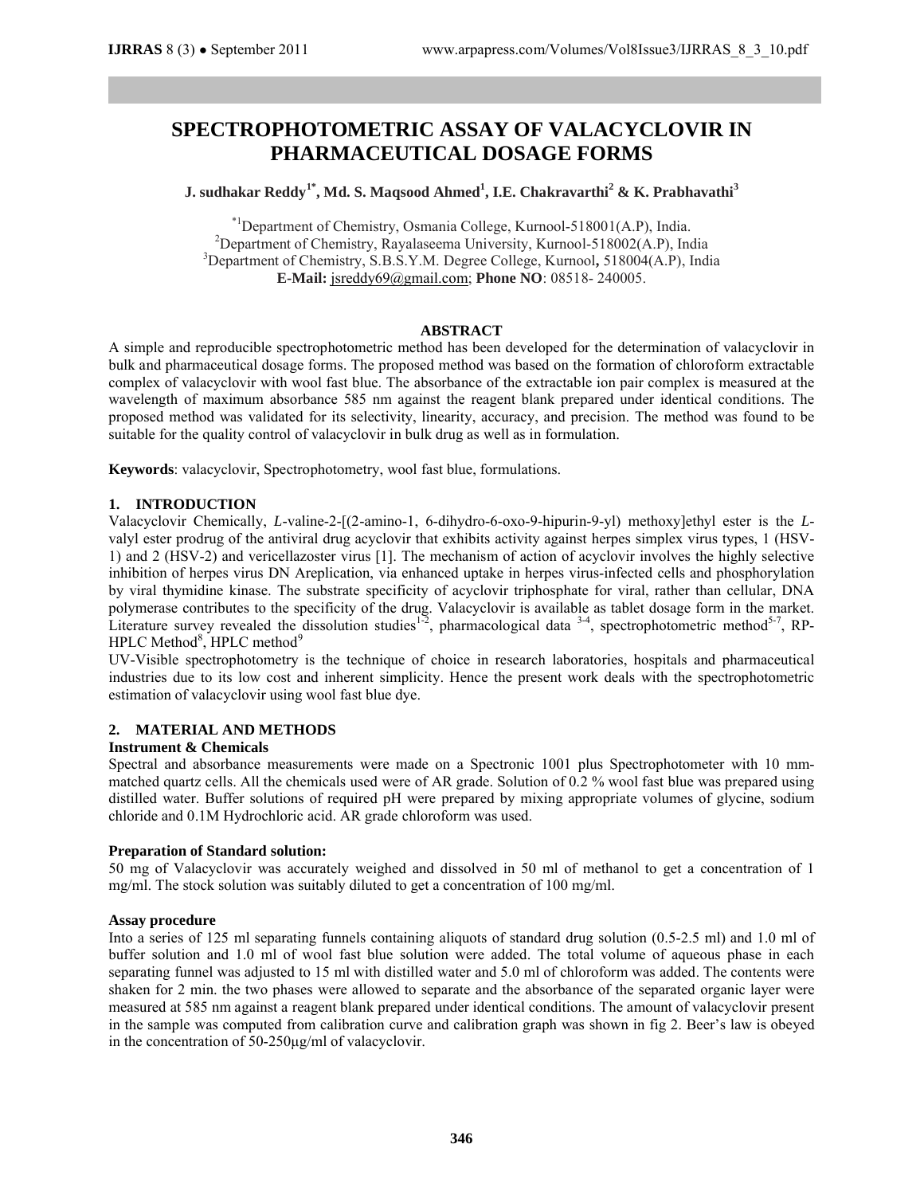# SPECTROPHOTOMETRIC ASSAY OF VALACYCLOVIR IN PHARMACEUTICAL DOSAGE FORMS

**J. sudhakar Reddy[1*], Md. S. Maqsood Ahmed[1], I.E. Chakravarthi[2] & K. Prabhavathi[3]**

[*1]Department of Chemistry, Osmania College, Kurnool-518001(A.P), India.
[2]Department of Chemistry, Rayalaseema University, Kurnool-518002(A.P), India
[3]Department of Chemistry, S.B.S.Y.M. Degree College, Kurnool, 518004(A.P), India
**E-Mail:** jsreddy69@gmail.com; **Phone NO**: 08518- 240005.

## ABSTRACT

A simple and reproducible spectrophotometric method has been developed for the determination of valacyclovir in bulk and pharmaceutical dosage forms. The proposed method was based on the formation of chloroform extractable complex of valacyclovir with wool fast blue. The absorbance of the extractable ion pair complex is measured at the wavelength of maximum absorbance 585 nm against the reagent blank prepared under identical conditions. The proposed method was validated for its selectivity, linearity, accuracy, and precision. The method was found to be suitable for the quality control of valacyclovir in bulk drug as well as in formulation.

**Keywords**: valacyclovir, Spectrophotometry, wool fast blue, formulations.

## 1. INTRODUCTION

Valacyclovir Chemically, *L*-valine-2-[(2-amino-1, 6-dihydro-6-oxo-9-hipurin-9-yl) methoxy]ethyl ester is the *L*-valyl ester prodrug of the antiviral drug acyclovir that exhibits activity against herpes simplex virus types, 1 (HSV-1) and 2 (HSV-2) and vericellazoster virus [1]. The mechanism of action of acyclovir involves the highly selective inhibition of herpes virus DN Areplication, via enhanced uptake in herpes virus-infected cells and phosphorylation by viral thymidine kinase. The substrate specificity of acyclovir triphosphate for viral, rather than cellular, DNA polymerase contributes to the specificity of the drug. Valacyclovir is available as tablet dosage form in the market. Literature survey revealed the dissolution studies[1-2], pharmacological data [3-4], spectrophotometric method[5-7], RP-HPLC Method[8], HPLC method[9]

UV-Visible spectrophotometry is the technique of choice in research laboratories, hospitals and pharmaceutical industries due to its low cost and inherent simplicity. Hence the present work deals with the spectrophotometric estimation of valacyclovir using wool fast blue dye.

## 2. MATERIAL AND METHODS

### Instrument & Chemicals

Spectral and absorbance measurements were made on a Spectronic 1001 plus Spectrophotometer with 10 mm-matched quartz cells. All the chemicals used were of AR grade. Solution of 0.2 % wool fast blue was prepared using distilled water. Buffer solutions of required pH were prepared by mixing appropriate volumes of glycine, sodium chloride and 0.1M Hydrochloric acid. AR grade chloroform was used.

### Preparation of Standard solution:

50 mg of Valacyclovir was accurately weighed and dissolved in 50 ml of methanol to get a concentration of 1 mg/ml. The stock solution was suitably diluted to get a concentration of 100 mg/ml.

### Assay procedure

Into a series of 125 ml separating funnels containing aliquots of standard drug solution (0.5-2.5 ml) and 1.0 ml of buffer solution and 1.0 ml of wool fast blue solution were added. The total volume of aqueous phase in each separating funnel was adjusted to 15 ml with distilled water and 5.0 ml of chloroform was added. The contents were shaken for 2 min. the two phases were allowed to separate and the absorbance of the separated organic layer were measured at 585 nm against a reagent blank prepared under identical conditions. The amount of valacyclovir present in the sample was computed from calibration curve and calibration graph was shown in fig 2. Beer's law is obeyed in the concentration of 50-250μg/ml of valacyclovir.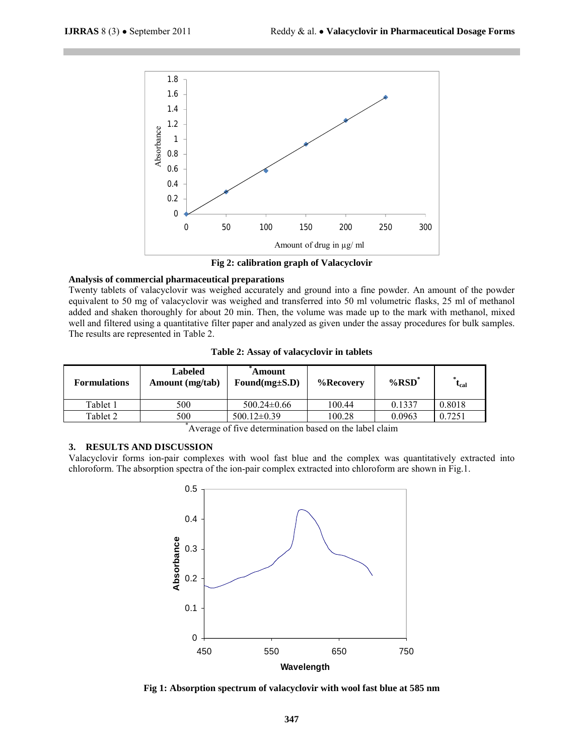Fig 2: calibration graph of Valacyclovir

### Analysis of commercial pharmaceutical preparations

Twenty tablets of valacyclovir was weighed accurately and ground into a fine powder. An amount of the powder equivalent to 50 mg of valacyclovir was weighed and transferred into 50 ml volumetric flasks, 25 ml of methanol added and shaken thoroughly for about 20 min. Then, the volume was made up to the mark with methanol, mixed well and filtered using a quantitative filter paper and analyzed as given under the assay procedures for bulk samples. The results are represented in Table 2.

**Table 2: Assay of valacyclovir in tablets**

| Formulations | Labeled Amount (mg/tab) | *Amount Found(mg±S.D) | %Recovery | %RSD* | *$t_{cal}$ |
|---|---|---|---|---|---|
| Tablet 1 | 500 | 500.24±0.66 | 100.44 | 0.1337 | 0.8018 |
| Tablet 2 | 500 | 500.12±0.39 | 100.28 | 0.0963 | 0.7251 |

*Average of five determination based on the label claim

## 3. RESULTS AND DISCUSSION

Valacyclovir forms ion-pair complexes with wool fast blue and the complex was quantitatively extracted into chloroform. The absorption spectra of the ion-pair complex extracted into chloroform are shown in Fig.1.

Fig 1: Absorption spectrum of valacyclovir with wool fast blue at 585 nm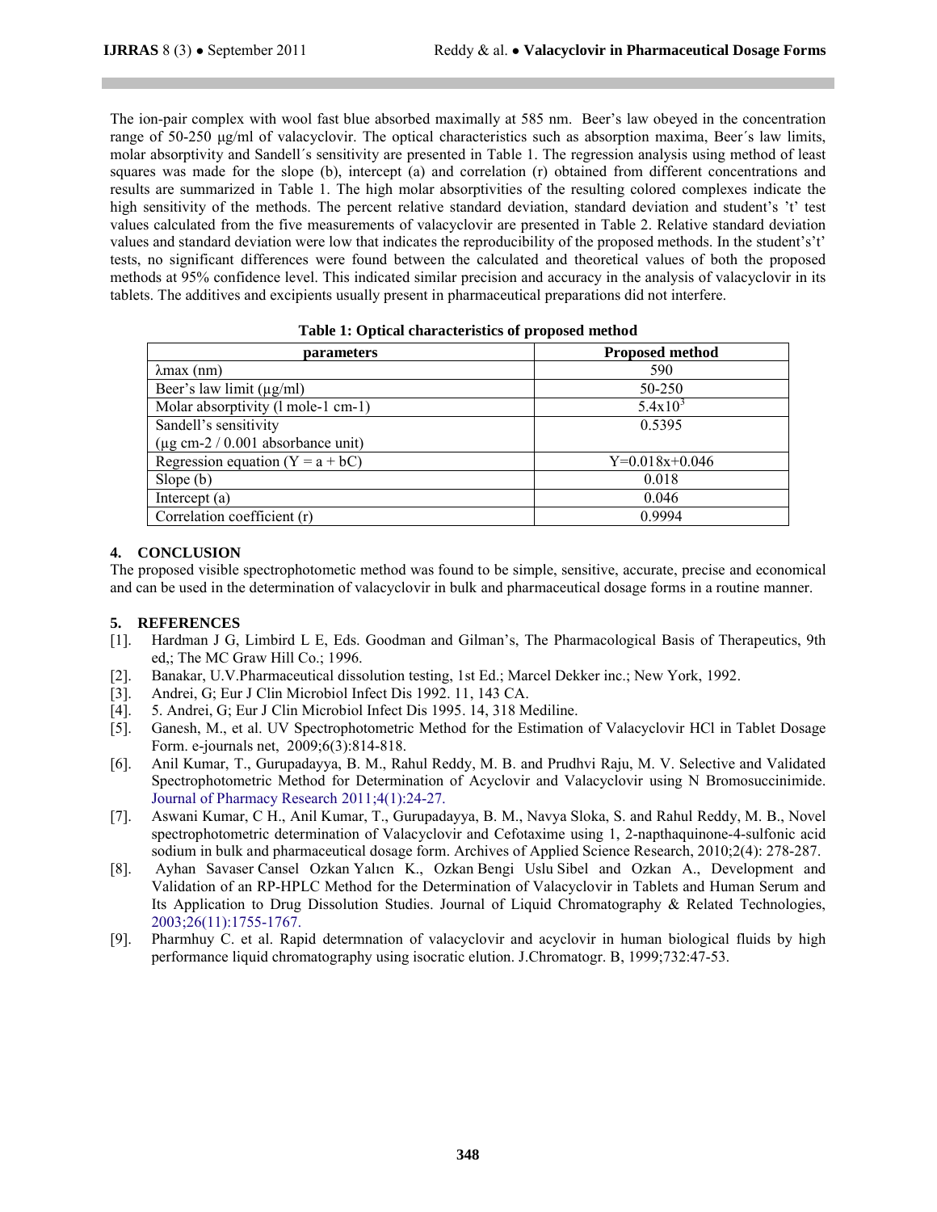The ion-pair complex with wool fast blue absorbed maximally at 585 nm. Beer's law obeyed in the concentration range of 50-250 μg/ml of valacyclovir. The optical characteristics such as absorption maxima, Beer´s law limits, molar absorptivity and Sandell´s sensitivity are presented in Table 1. The regression analysis using method of least squares was made for the slope (b), intercept (a) and correlation (r) obtained from different concentrations and results are summarized in Table 1. The high molar absorptivities of the resulting colored complexes indicate the high sensitivity of the methods. The percent relative standard deviation, standard deviation and student's 't' test values calculated from the five measurements of valacyclovir are presented in Table 2. Relative standard deviation values and standard deviation were low that indicates the reproducibility of the proposed methods. In the student's't' tests, no significant differences were found between the calculated and theoretical values of both the proposed methods at 95% confidence level. This indicated similar precision and accuracy in the analysis of valacyclovir in its tablets. The additives and excipients usually present in pharmaceutical preparations did not interfere.

**Table 1: Optical characteristics of proposed method**

| parameters | Proposed method |
|---|---|
| λmax (nm) | 590 |
| Beer's law limit (μg/ml) | 50-250 |
| Molar absorptivity (l mole-1 cm-1) | $5.4 \times 10^3$ |
| Sandell's sensitivity (μg cm-2 / 0.001 absorbance unit) | 0.5395 |
| Regression equation (Y = a + bC) | Y=0.018x+0.046 |
| Slope (b) | 0.018 |
| Intercept (a) | 0.046 |
| Correlation coefficient (r) | 0.9994 |

## 4. CONCLUSION

The proposed visible spectrophotometic method was found to be simple, sensitive, accurate, precise and economical and can be used in the determination of valacyclovir in bulk and pharmaceutical dosage forms in a routine manner.

## 5. REFERENCES

[1]. Hardman J G, Limbird L E, Eds. Goodman and Gilman's, The Pharmacological Basis of Therapeutics, 9th ed,; The MC Graw Hill Co.; 1996.

[2]. Banakar, U.V.Pharmaceutical dissolution testing, 1st Ed.; Marcel Dekker inc.; New York, 1992.

[3]. Andrei, G; Eur J Clin Microbiol Infect Dis 1992. 11, 143 CA.

[4]. 5. Andrei, G; Eur J Clin Microbiol Infect Dis 1995. 14, 318 Mediline.

[5]. Ganesh, M., et al. UV Spectrophotometric Method for the Estimation of Valacyclovir HCl in Tablet Dosage Form. e-journals net, 2009;6(3):814-818.

[6]. Anil Kumar, T., Gurupadayya, B. M., Rahul Reddy, M. B. and Prudhvi Raju, M. V. Selective and Validated Spectrophotometric Method for Determination of Acyclovir and Valacyclovir using N Bromosuccinimide. Journal of Pharmacy Research 2011;4(1):24-27.

[7]. Aswani Kumar, C H., Anil Kumar, T., Gurupadayya, B. M., Navya Sloka, S. and Rahul Reddy, M. B., Novel spectrophotometric determination of Valacyclovir and Cefotaxime using 1, 2-napthaquinone-4-sulfonic acid sodium in bulk and pharmaceutical dosage form. Archives of Applied Science Research, 2010;2(4): 278-287.

[8]. Ayhan Savaser Cansel Ozkan Yalıcn K., Ozkan Bengi Uslu Sibel and Ozkan A., Development and Validation of an RP-HPLC Method for the Determination of Valacyclovir in Tablets and Human Serum and Its Application to Drug Dissolution Studies. Journal of Liquid Chromatography & Related Technologies, 2003;26(11):1755-1767.

[9]. Pharmhuy C. et al. Rapid determnation of valacyclovir and acyclovir in human biological fluids by high performance liquid chromatography using isocratic elution. J.Chromatogr. B, 1999;732:47-53.